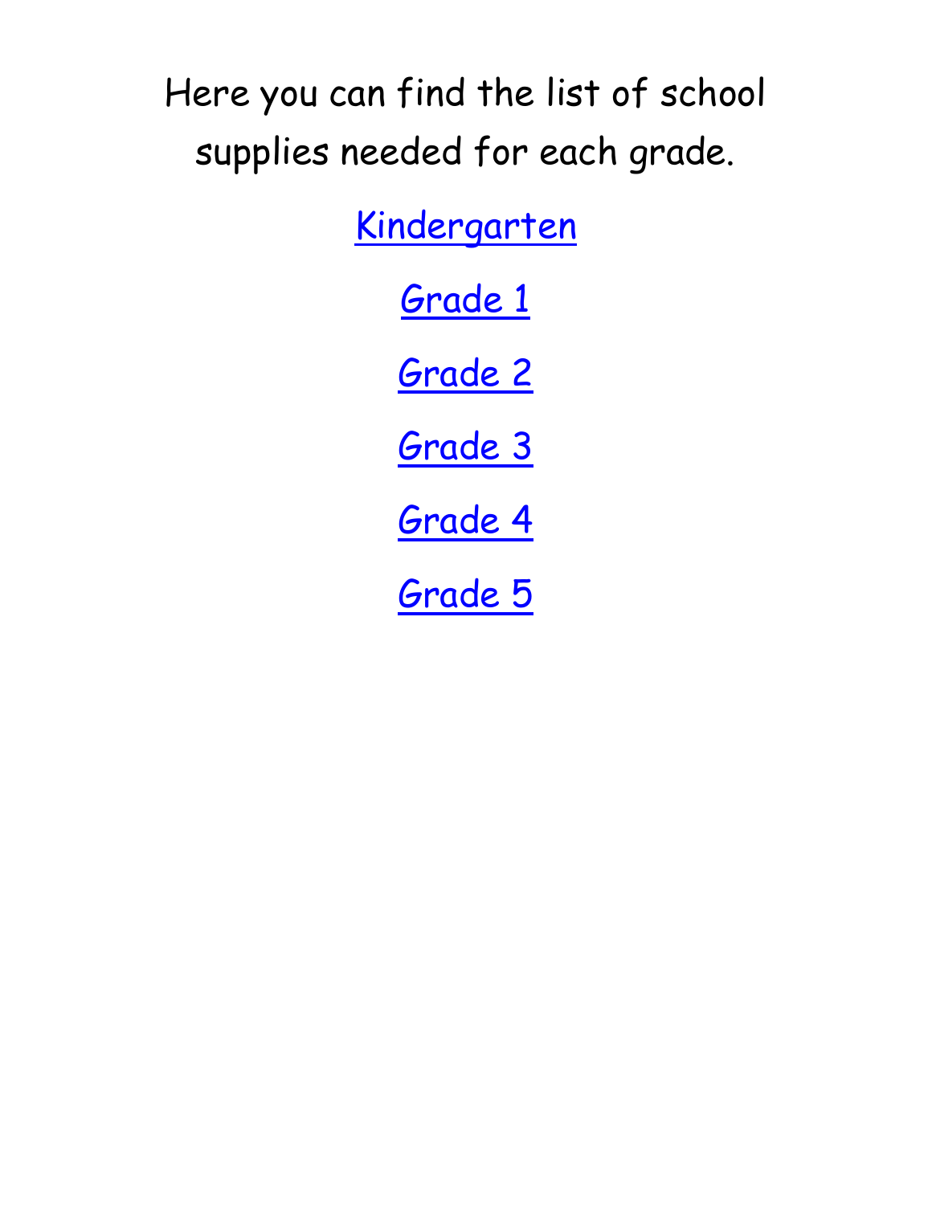Here you can find the list of school supplies needed for each grade.

Kindergarten

Grade 1

Grade 2

Grade 3

Grade 4

Grade 5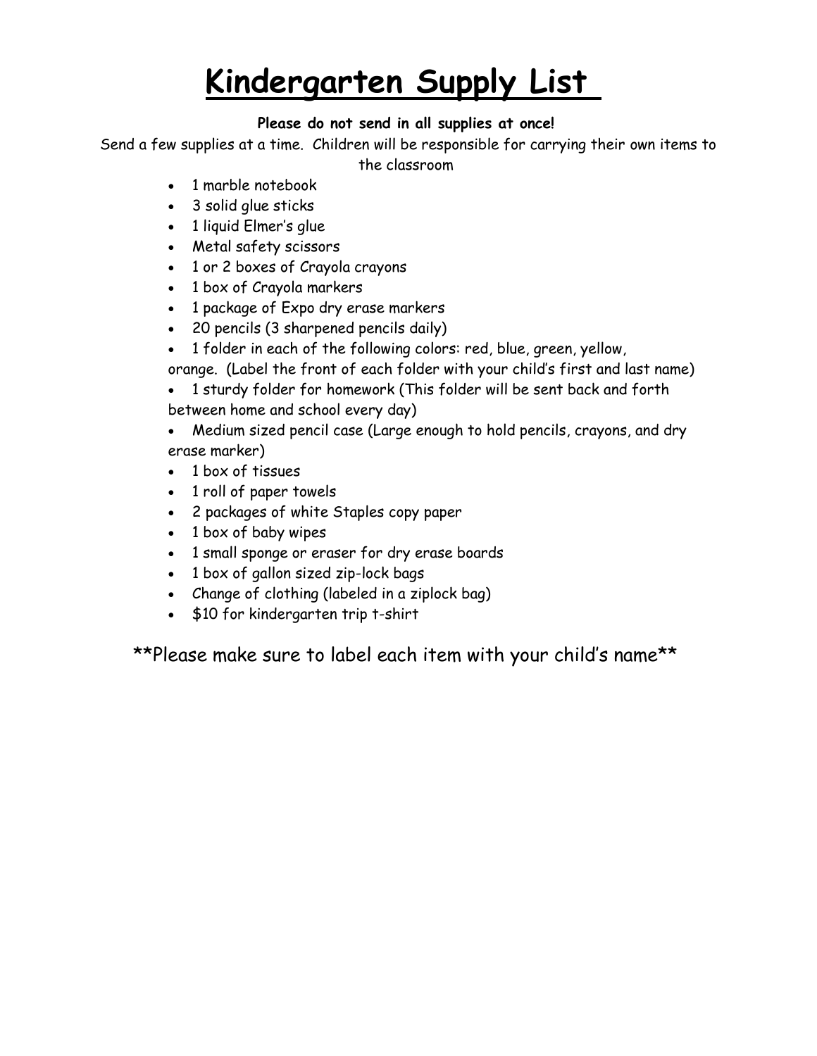# Kindergarten Supply List

**Please do not send in all supplies at once!**

Send a few supplies at a time. Children will be responsible for carrying their own items to the classroom

- 1 marble notebook
- 3 solid glue sticks
- 1 liquid Elmer's glue
- Metal safety scissors
- 1 or 2 boxes of Crayola crayons
- 1 box of Crayola markers
- 1 package of Expo dry erase markers
- 20 pencils (3 sharpened pencils daily)
- 1 folder in each of the following colors: red, blue, green, yellow, orange. (Label the front of each folder with your child's first and last name)
- 1 sturdy folder for homework (This folder will be sent back and forth between home and school every day)
- Medium sized pencil case (Large enough to hold pencils, crayons, and dry erase marker)
- 1 box of tissues
- 1 roll of paper towels
- 2 packages of white Staples copy paper
- 1 box of baby wipes
- 1 small sponge or eraser for dry erase boards
- 1 box of gallon sized zip-lock bags
- Change of clothing (labeled in a ziplock bag)
- $10 for kindergarten trip t-shirt

**Please make sure to label each item with your child's name**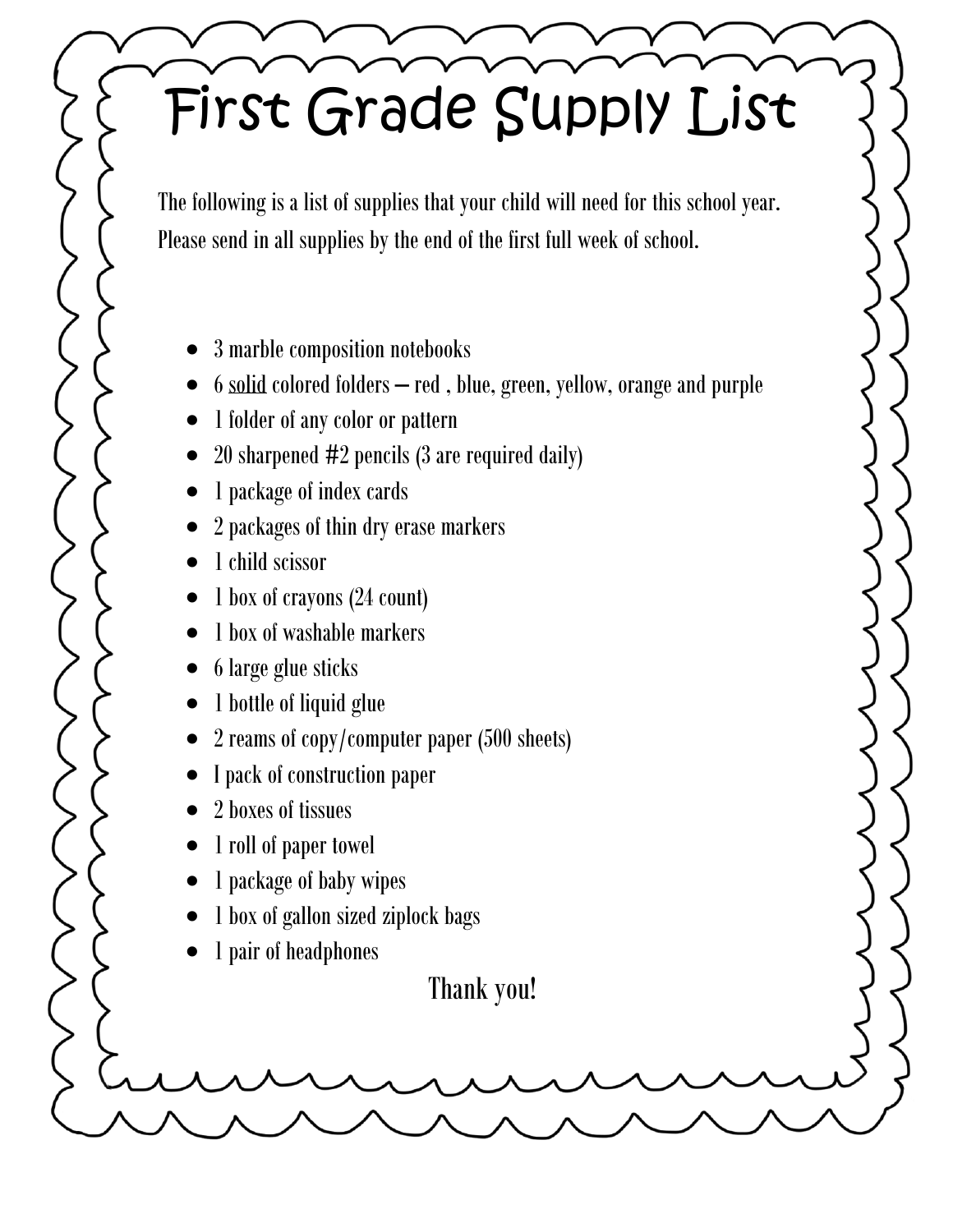# First Grade Supply List

The following is a list of supplies that your child will need for this school year. Please send in all supplies by the end of the first full week of school.

- 3 marble composition notebooks
- 6 <u>solid</u> colored folders – red , blue, green, yellow, orange and purple
- 1 folder of any color or pattern
- 20 sharpened #2 pencils (3 are required daily)
- 1 package of index cards
- 2 packages of thin dry erase markers
- 1 child scissor
- 1 box of crayons (24 count)
- 1 box of washable markers
- 6 large glue sticks
- 1 bottle of liquid glue
- 2 reams of copy/computer paper (500 sheets)
- I pack of construction paper
- 2 boxes of tissues
- 1 roll of paper towel
- 1 package of baby wipes
- 1 box of gallon sized ziplock bags
- 1 pair of headphones

Thank you!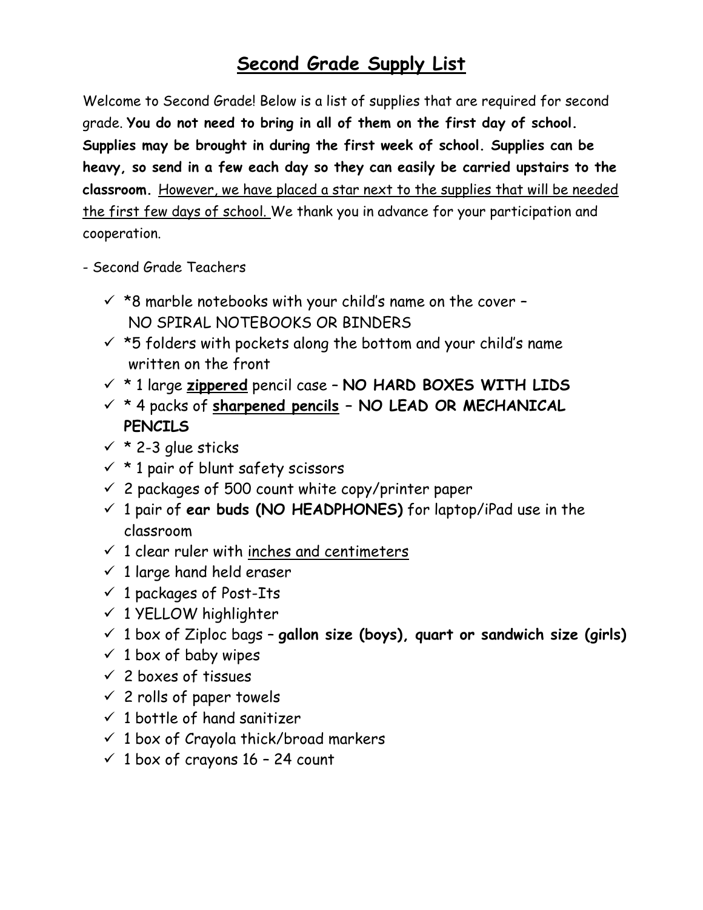# Second Grade Supply List

Welcome to Second Grade! Below is a list of supplies that are required for second grade. **You do not need to bring in all of them on the first day of school. Supplies may be brought in during the first week of school. Supplies can be heavy, so send in a few each day so they can easily be carried upstairs to the classroom.** <u>However, we have placed a star next to the supplies that will be needed the first few days of school.</u> We thank you in advance for your participation and cooperation.

- Second Grade Teachers

- ✓ *8 marble notebooks with your child's name on the cover – NO SPIRAL NOTEBOOKS OR BINDERS
- ✓ *5 folders with pockets along the bottom and your child's name written on the front
- ✓ * 1 large **<u>zippered</u>** pencil case – **NO HARD BOXES WITH LIDS**
- ✓ * 4 packs of **<u>sharpened pencils</u> – NO LEAD OR MECHANICAL PENCILS**
- ✓ * 2-3 glue sticks
- ✓ * 1 pair of blunt safety scissors
- ✓ 2 packages of 500 count white copy/printer paper
- ✓ 1 pair of **ear buds (NO HEADPHONES)** for laptop/iPad use in the classroom
- ✓ 1 clear ruler with <u>inches and centimeters</u>
- ✓ 1 large hand held eraser
- ✓ 1 packages of Post-Its
- ✓ 1 YELLOW highlighter
- ✓ 1 box of Ziploc bags – **gallon size (boys), quart or sandwich size (girls)**
- ✓ 1 box of baby wipes
- ✓ 2 boxes of tissues
- ✓ 2 rolls of paper towels
- ✓ 1 bottle of hand sanitizer
- ✓ 1 box of Crayola thick/broad markers
- ✓ 1 box of crayons 16 – 24 count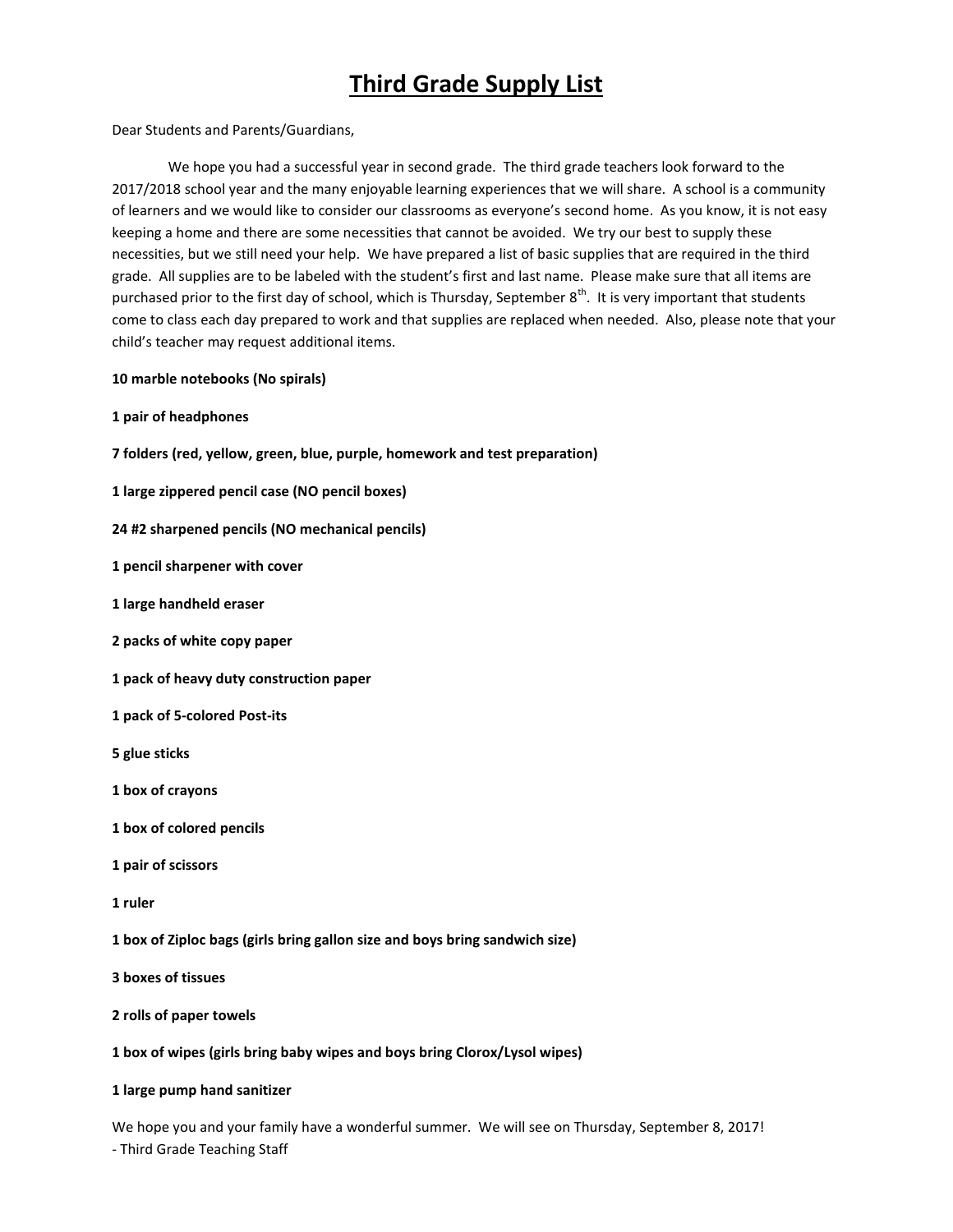# Third Grade Supply List

Dear Students and Parents/Guardians,

We hope you had a successful year in second grade. The third grade teachers look forward to the 2017/2018 school year and the many enjoyable learning experiences that we will share. A school is a community of learners and we would like to consider our classrooms as everyone's second home. As you know, it is not easy keeping a home and there are some necessities that cannot be avoided. We try our best to supply these necessities, but we still need your help. We have prepared a list of basic supplies that are required in the third grade. All supplies are to be labeled with the student's first and last name. Please make sure that all items are purchased prior to the first day of school, which is Thursday, September 8th. It is very important that students come to class each day prepared to work and that supplies are replaced when needed. Also, please note that your child's teacher may request additional items.

**10 marble notebooks (No spirals)**

**1 pair of headphones**

**7 folders (red, yellow, green, blue, purple, homework and test preparation)**

**1 large zippered pencil case (NO pencil boxes)**

**24 #2 sharpened pencils (NO mechanical pencils)**

**1 pencil sharpener with cover**

**1 large handheld eraser**

**2 packs of white copy paper**

**1 pack of heavy duty construction paper**

**1 pack of 5-colored Post-its**

**5 glue sticks**

**1 box of crayons**

**1 box of colored pencils**

**1 pair of scissors**

**1 ruler**

**1 box of Ziploc bags (girls bring gallon size and boys bring sandwich size)**

**3 boxes of tissues**

**2 rolls of paper towels**

**1 box of wipes (girls bring baby wipes and boys bring Clorox/Lysol wipes)**

**1 large pump hand sanitizer**

We hope you and your family have a wonderful summer. We will see on Thursday, September 8, 2017!
- Third Grade Teaching Staff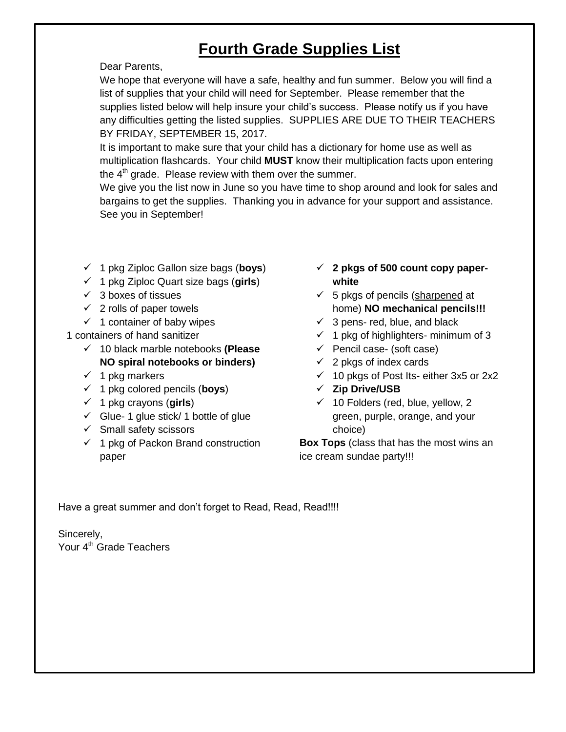# Fourth Grade Supplies List

Dear Parents,

We hope that everyone will have a safe, healthy and fun summer. Below you will find a list of supplies that your child will need for September. Please remember that the supplies listed below will help insure your child's success. Please notify us if you have any difficulties getting the listed supplies. SUPPLIES ARE DUE TO THEIR TEACHERS BY FRIDAY, SEPTEMBER 15, 2017.

It is important to make sure that your child has a dictionary for home use as well as multiplication flashcards. Your child **MUST** know their multiplication facts upon entering the 4th grade. Please review with them over the summer.

We give you the list now in June so you have time to shop around and look for sales and bargains to get the supplies. Thanking you in advance for your support and assistance. See you in September!

- ✓ 1 pkg Ziploc Gallon size bags (**boys**)
- ✓ 1 pkg Ziploc Quart size bags (**girls**)
- ✓ 3 boxes of tissues
- ✓ 2 rolls of paper towels
- ✓ 1 container of baby wipes

1 containers of hand sanitizer

- ✓ 10 black marble notebooks **(Please NO spiral notebooks or binders)**
- ✓ 1 pkg markers
- ✓ 1 pkg colored pencils (**boys**)
- ✓ 1 pkg crayons (**girls**)
- ✓ Glue- 1 glue stick/ 1 bottle of glue
- ✓ Small safety scissors
- ✓ 1 pkg of Packon Brand construction paper
- ✓ **2 pkgs of 500 count copy paper-white**
- ✓ 5 pkgs of pencils (sharpened at home) **NO mechanical pencils!!!**
- ✓ 3 pens- red, blue, and black
- ✓ 1 pkg of highlighters- minimum of 3
- ✓ Pencil case- (soft case)
- ✓ 2 pkgs of index cards
- ✓ 10 pkgs of Post Its- either 3x5 or 2x2
- ✓ **Zip Drive/USB**
- ✓ 10 Folders (red, blue, yellow, 2 green, purple, orange, and your choice)

**Box Tops** (class that has the most wins an ice cream sundae party!!!

Have a great summer and don't forget to Read, Read, Read!!!!

Sincerely,
Your 4th Grade Teachers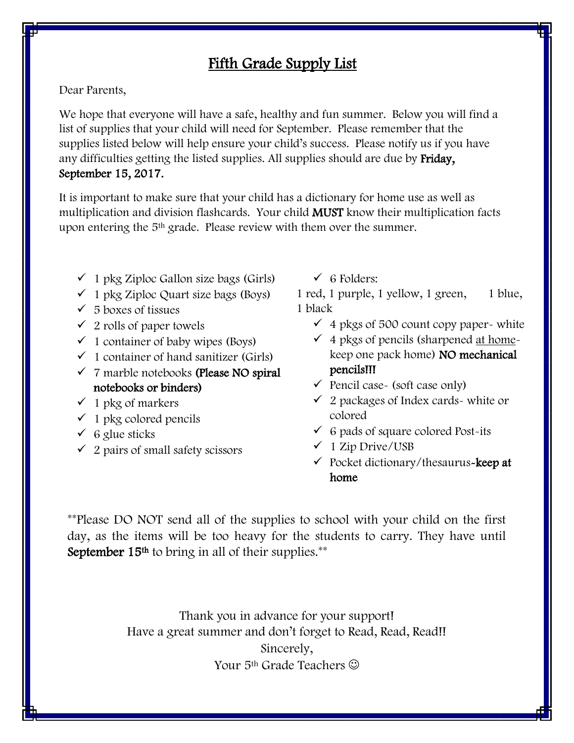# Fifth Grade Supply List

Dear Parents,

We hope that everyone will have a safe, healthy and fun summer. Below you will find a list of supplies that your child will need for September. Please remember that the supplies listed below will help ensure your child's success. Please notify us if you have any difficulties getting the listed supplies. All supplies should are due by **Friday, September 15, 2017.**

It is important to make sure that your child has a dictionary for home use as well as multiplication and division flashcards. Your child **MUST** know their multiplication facts upon entering the 5th grade. Please review with them over the summer.

- ✓ 1 pkg Ziploc Gallon size bags (Girls)
- ✓ 1 pkg Ziploc Quart size bags (Boys)
- ✓ 5 boxes of tissues
- ✓ 2 rolls of paper towels
- ✓ 1 container of baby wipes (Boys)
- ✓ 1 container of hand sanitizer (Girls)
- ✓ 7 marble notebooks **(Please NO spiral notebooks or binders)**
- ✓ 1 pkg of markers
- ✓ 1 pkg colored pencils
- ✓ 6 glue sticks
- ✓ 2 pairs of small safety scissors
- ✓ 6 Folders: 1 red, 1 purple, 1 yellow, 1 green, 1 blue, 1 black
- ✓ 4 pkgs of 500 count copy paper- white
- ✓ 4 pkgs of pencils (sharpened <u>at home</u>- keep one pack home) **NO mechanical pencils!!!**
- ✓ Pencil case- (soft case only)
- ✓ 2 packages of Index cards- white or colored
- ✓ 6 pads of square colored Post-its
- ✓ 1 Zip Drive/USB
- ✓ Pocket dictionary/thesaurus-**keep at home**

**Please DO NOT send all of the supplies to school with your child on the first day, as the items will be too heavy for the students to carry. They have until **September 15th** to bring in all of their supplies.**

Thank you in advance for your support!
Have a great summer and don't forget to Read, Read, Read!!
Sincerely,
Your 5th Grade Teachers ☺